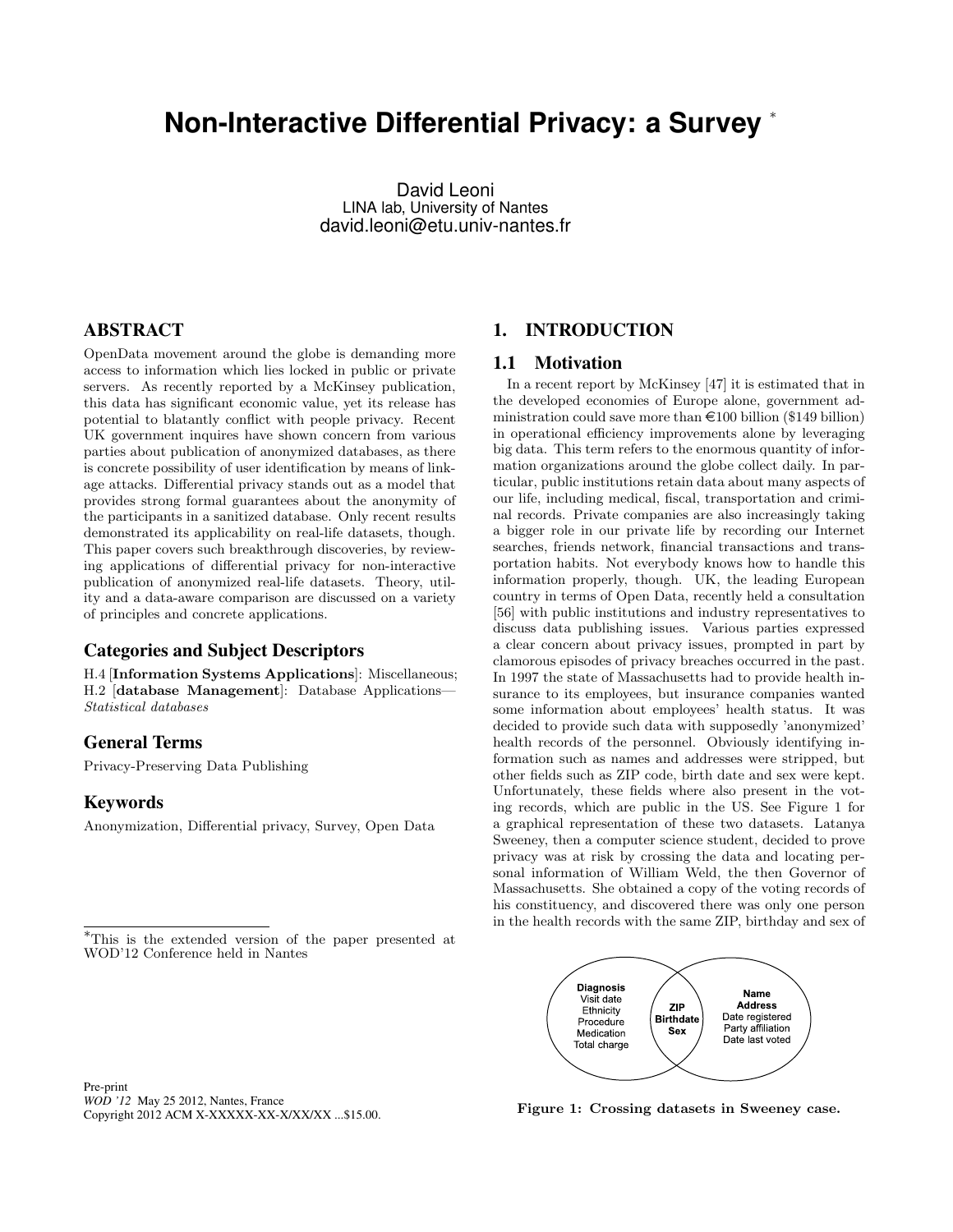# Non-Interactive Differential Privacy: a Survey *

David Leoni
LINA lab, University of Nantes
david.leoni@etu.univ-nantes.fr

## ABSTRACT

OpenData movement around the globe is demanding more access to information which lies locked in public or private servers. As recently reported by a McKinsey publication, this data has significant economic value, yet its release has potential to blatantly conflict with people privacy. Recent UK government inquires have shown concern from various parties about publication of anonymized databases, as there is concrete possibility of user identification by means of linkage attacks. Differential privacy stands out as a model that provides strong formal guarantees about the anonymity of the participants in a sanitized database. Only recent results demonstrated its applicability on real-life datasets, though. This paper covers such breakthrough discoveries, by reviewing applications of differential privacy for non-interactive publication of anonymized real-life datasets. Theory, utility and a data-aware comparison are discussed on a variety of principles and concrete applications.

### Categories and Subject Descriptors

H.4 [**Information Systems Applications**]: Miscellaneous; H.2 [**database Management**]: Database Applications—*Statistical databases*

### General Terms

Privacy-Preserving Data Publishing

### Keywords

Anonymization, Differential privacy, Survey, Open Data

*This is the extended version of the paper presented at WOD'12 Conference held in Nantes

Pre-print
*WOD '12* May 25 2012, Nantes, France
Copyright 2012 ACM X-XXXXX-XX-X/XX/XX ...$15.00.

## 1. INTRODUCTION

### 1.1 Motivation

In a recent report by McKinsey [47] it is estimated that in the developed economies of Europe alone, government administration could save more than €100 billion ($149 billion) in operational efficiency improvements alone by leveraging big data. This term refers to the enormous quantity of information organizations around the globe collect daily. In particular, public institutions retain data about many aspects of our life, including medical, fiscal, transportation and criminal records. Private companies are also increasingly taking a bigger role in our private life by recording our Internet searches, friends network, financial transactions and transportation habits. Not everybody knows how to handle this information properly, though. UK, the leading European country in terms of Open Data, recently held a consultation [56] with public institutions and industry representatives to discuss data publishing issues. Various parties expressed a clear concern about privacy issues, prompted in part by clamorous episodes of privacy breaches occurred in the past. In 1997 the state of Massachusetts had to provide health insurance to its employees, but insurance companies wanted some information about employees' health status. It was decided to provide such data with supposedly 'anonymized' health records of the personnel. Obviously identifying information such as names and addresses were stripped, but other fields such as ZIP code, birth date and sex were kept. Unfortunately, these fields where also present in the voting records, which are public in the US. See Figure 1 for a graphical representation of these two datasets. Latanya Sweeney, then a computer science student, decided to prove privacy was at risk by crossing the data and locating personal information of William Weld, the then Governor of Massachusetts. She obtained a copy of the voting records of his constituency, and discovered there was only one person in the health records with the same ZIP, birthday and sex of

| Diagnosis, Visit date, Ethnicity, Procedure, Medication, Total charge | ZIP, Birthdate, Sex | Name, Address, Date registered, Party affiliation, Date last voted |
|---|---|---|

**Figure 1: Crossing datasets in Sweeney case.**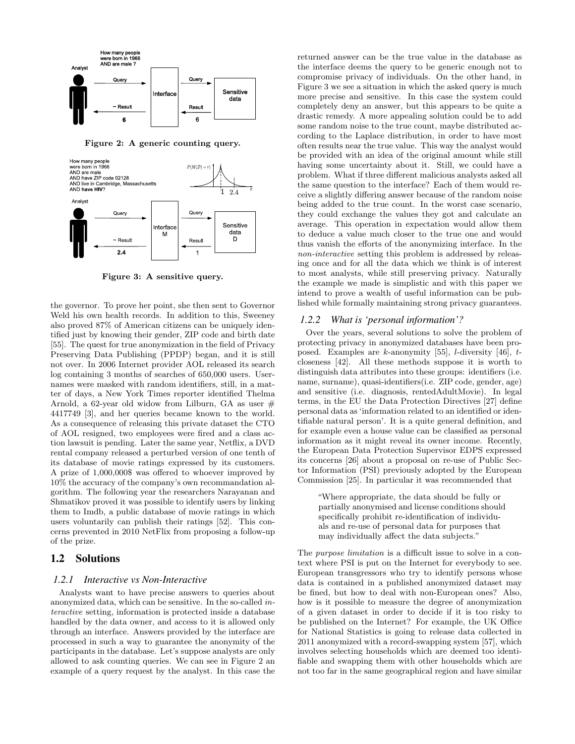How many people were born in 1966 AND are male ?

Analyst

Query

Query

Interface

Sensitive data

~ Result

Result

6

6

**Figure 2: A generic counting query.**

How many people were born in 1966 AND are male AND have ZIP code 02128 AND live in Cambridge, Massachusetts AND **have HIV**?

$P(M(D)=r)$

1 2.4

$r$

Analyst

Query

Query

Interface M

Sensitive data D

~ Result

Result

2.4

1

**Figure 3: A sensitive query.**

the governor. To prove her point, she then sent to Governor Weld his own health records. In addition to this, Sweeney also proved 87% of American citizens can be uniquely identified just by knowing their gender, ZIP code and birth date [55]. The quest for true anonymization in the field of Privacy Preserving Data Publishing (PPDP) began, and it is still not over. In 2006 Internet provider AOL released its search log containing 3 months of searches of 650,000 users. Usernames were masked with random identifiers, still, in a matter of days, a New York Times reporter identified Thelma Arnold, a 62-year old widow from Lilburn, GA as user # 4417749 [3], and her queries became known to the world. As a consequence of releasing this private dataset the CTO of AOL resigned, two employees were fired and a class action lawsuit is pending. Later the same year, Netflix, a DVD rental company released a perturbed version of one tenth of its database of movie ratings expressed by its customers. A prize of 1,000,000$ was offered to whoever improved by 10% the accuracy of the company's own recommandation algorithm. The following year the researchers Narayanan and Shmatikov proved it was possible to identify users by linking them to Imdb, a public database of movie ratings in which users voluntarily can publish their ratings [52]. This concerns prevented in 2010 NetFlix from proposing a follow-up of the prize.

## 1.2 Solutions

### 1.2.1 Interactive vs Non-Interactive

Analysts want to have precise answers to queries about anonymized data, which can be sensitive. In the so-called *interactive* setting, information is protected inside a database handled by the data owner, and access to it is allowed only through an interface. Answers provided by the interface are processed in such a way to guarantee the anonymity of the participants in the database. Let's suppose analysts are only allowed to ask counting queries. We can see in Figure 2 an example of a query request by the analyst. In this case the returned answer can be the true value in the database as the interface deems the query to be generic enough not to compromise privacy of individuals. On the other hand, in Figure 3 we see a situation in which the asked query is much more precise and sensitive. In this case the system could completely deny an answer, but this appears to be quite a drastic remedy. A more appealing solution could be to add some random noise to the true count, maybe distributed according to the Laplace distribution, in order to have most often results near the true value. This way the analyst would be provided with an idea of the original amount while still having some uncertainty about it. Still, we could have a problem. What if three different malicious analysts asked all the same question to the interface? Each of them would receive a slightly differing answer because of the random noise being added to the true count. In the worst case scenario, they could exchange the values they got and calculate an average. This operation in expectation would allow them to deduce a value much closer to the true one and would thus vanish the efforts of the anonymizing interface. In the *non-interactive* setting this problem is addressed by releasing once and for all the data which we think is of interest to most analysts, while still preserving privacy. Naturally the example we made is simplistic and with this paper we intend to prove a wealth of useful information can be published while formally maintaining strong privacy guarantees.

### 1.2.2 What is 'personal information'?

Over the years, several solutions to solve the problem of protecting privacy in anonymized databases have been proposed. Examples are $k$-anonymity [55], $l$-diversity [46], $t$-closeness [42]. All these methods suppose it is worth to distinguish data attributes into these groups: identifiers (i.e. name, surname), quasi-identifiers(i.e. ZIP code, gender, age) and sensitive (i.e. diagnosis, rentedAdultMovie). In legal terms, in the EU the Data Protection Directives [27] define personal data as 'information related to an identified or identifiable natural person'. It is a quite general definition, and for example even a house value can be classified as personal information as it might reveal its owner income. Recently, the European Data Protection Supervisor EDPS expressed its concerns [26] about a proposal on re-use of Public Sector Information (PSI) previously adopted by the European Commission [25]. In particular it was recommended that

> "Where appropriate, the data should be fully or partially anonymised and license conditions should specifically prohibit re-identification of individuals and re-use of personal data for purposes that may individually affect the data subjects."

The *purpose limitation* is a difficult issue to solve in a context where PSI is put on the Internet for everybody to see. European transgressors who try to identify persons whose data is contained in a published anonymized dataset may be fined, but how to deal with non-European ones? Also, how is it possible to measure the degree of anonymization of a given dataset in order to decide if it is too risky to be published on the Internet? For example, the UK Office for National Statistics is going to release data collected in 2011 anonymized with a record-swapping system [57], which involves selecting households which are deemed too identifiable and swapping them with other households which are not too far in the same geographical region and have similar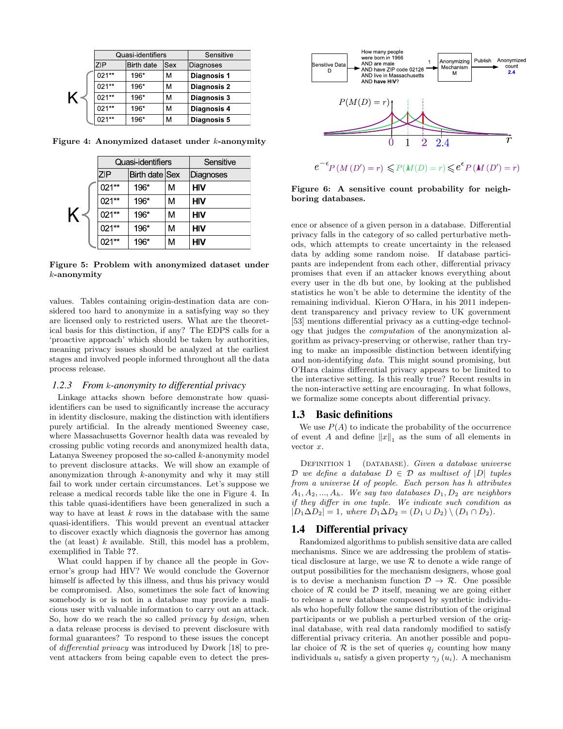| Quasi-identifiers | | | Sensitive |
|---|---|---|---|
| ZIP | Birth date | Sex | Diagnoses |
| 021** | 196* | M | **Diagnosis 1** |
| 021** | 196* | M | **Diagnosis 2** |
| 021** | 196* | M | **Diagnosis 3** |
| 021** | 196* | M | **Diagnosis 4** |
| 021** | 196* | M | **Diagnosis 5** |

**Figure 4: Anonymized dataset under $k$-anonymity**

| Quasi-identifiers | | | Sensitive |
|---|---|---|---|
| ZIP | Birth date | Sex | Diagnoses |
| 021** | 196* | M | **HIV** |
| 021** | 196* | M | **HIV** |
| 021** | 196* | M | **HIV** |
| 021** | 196* | M | **HIV** |
| 021** | 196* | M | **HIV** |

**Figure 5: Problem with anonymized dataset under $k$-anonymity**

values. Tables containing origin-destination data are considered too hard to anonymize in a satisfying way so they are licensed only to restricted users. What are the theoretical basis for this distinction, if any? The EDPS calls for a 'proactive approach' which should be taken by authorities, meaning privacy issues should be analyzed at the earliest stages and involved people informed throughout all the data process release.

### 1.2.3 From $k$-anonymity to differential privacy

Linkage attacks shown before demonstrate how quasi-identifiers can be used to significantly increase the accuracy in identity disclosure, making the distinction with identifiers purely artificial. In the already mentioned Sweeney case, where Massachusetts Governor health data was revealed by crossing public voting records and anonymized health data, Latanya Sweeney proposed the so-called $k$-anonymity model to prevent disclosure attacks. We will show an example of anonymization through $k$-anonymity and why it may still fail to work under certain circumstances. Let's suppose we release a medical records table like the one in Figure 4. In this table quasi-identifiers have been generalized in such a way to have at least $k$ rows in the database with the same quasi-identifiers. This would prevent an eventual attacker to discover exactly which diagnosis the governor has among the (at least) $k$ available. Still, this model has a problem, exemplified in Table **??**.

What could happen if by chance all the people in Governor's group had HIV? We would conclude the Governor himself is affected by this illness, and thus his privacy would be compromised. Also, sometimes the sole fact of knowing somebody is or is not in a database may provide a malicious user with valuable information to carry out an attack. So, how do we reach the so called *privacy by design*, when a data release process is devised to prevent disclosure with formal guarantees? To respond to these issues the concept of *differential privacy* was introduced by Dwork [18] to prevent attackers from being capable even to detect the presence or absence of a given person in a database. Differential privacy falls in the category of so called perturbative methods, which attempts to create uncertainty in the released data by adding some random noise. If database participants are independent from each other, differential privacy promises that even if an attacker knows everything about every user in the db but one, by looking at the published statistics he won't be able to determine the identity of the remaining individual. Kieron O'Hara, in his 2011 independent transparency and privacy review to UK government [53] mentions differential privacy as a cutting-edge technology that judges the *computation* of the anonymization algorithm as privacy-preserving or otherwise, rather than trying to make an impossible distinction between identifying and non-identifying *data*. This might sound promising, but O'Hara claims differential privacy appears to be limited to the interactive setting. Is this really true? Recent results in the non-interactive setting are encouraging. In what follows, we formalize some concepts about differential privacy.

Sensitive Data D → How many people were born in 1966 AND are male AND have ZIP code 02128 AND live in Massachusetts AND **have HIV**? → 1 → Anonymizing Mechanism M → Publish → Anonymized count **2.4**

$$e^{-\epsilon}P\left(M\left(D'\right)=r\right)\leqslant P\left(M(D)=r\right)\leqslant e^{\epsilon}P\left(M\left(D'\right)=r\right)$$

**Figure 6: A sensitive count probability for neighboring databases.**

## 1.3 Basic definitions

We use $P(A)$ to indicate the probability of the occurrence of event $A$ and define $\|x\|_1$ as the sum of all elements in vector $x$.

Definition 1 (Database). *Given a database universe $\mathcal{D}$ we define a database $D \in \mathcal{D}$ as multiset of $|D|$ tuples from a universe $\mathcal{U}$ of people. Each person has $h$ attributes $A_1, A_2, ..., A_h$. We say two databases $D_1, D_2$ are neighbors if they differ in one tuple. We indicate such condition as $|D_1 \Delta D_2| = 1$, where $D_1 \Delta D_2 = (D_1 \cup D_2) \setminus (D_1 \cap D_2)$.*

## 1.4 Differential privacy

Randomized algorithms to publish sensitive data are called mechanisms. Since we are addressing the problem of statistical disclosure at large, we use $\mathcal{R}$ to denote a wide range of output possibilities for the mechanism designers, whose goal is to devise a mechanism function $\mathcal{D} \to \mathcal{R}$. One possible choice of $\mathcal{R}$ could be $\mathcal{D}$ itself, meaning we are going either to release a new database composed by synthetic individuals who hopefully follow the same distribution of the original participants or we publish a perturbed version of the original database, with real data randomly modified to satisfy differential privacy criteria. An another possible and popular choice of $\mathcal{R}$ is the set of queries $q_j$ counting how many individuals $u_i$ satisfy a given property $\gamma_j(u_i)$. A mechanism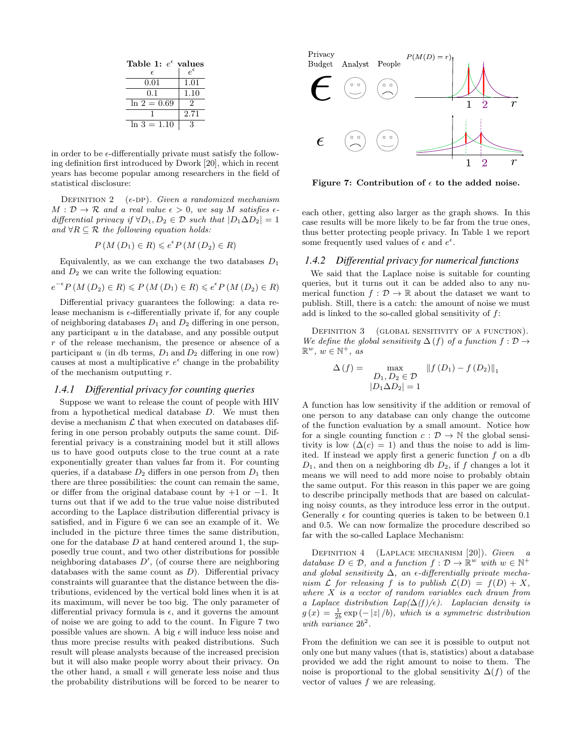**Table 1: $e^\epsilon$ values**

| $\epsilon$ | $e^\epsilon$ |
|---|---|
| 0.01 | 1.01 |
| 0.1 | 1.10 |
| $\ln 2 = 0.69$ | 2 |
| 1 | 2.71 |
| $\ln 3 = 1.10$ | 3 |

in order to be $\epsilon$-differentially private must satisfy the following definition first introduced by Dwork [20], which in recent years has become popular among researchers in the field of statistical disclosure:

Definition 2 ($\epsilon$-DP). *Given a randomized mechanism $M : \mathcal{D} \rightarrow \mathcal{R}$ and a real value $\epsilon > 0$, we say $M$ satisfies $\epsilon$-differential privacy if $\forall D_1, D_2 \in \mathcal{D}$ such that $|D_1 \Delta D_2| = 1$ and $\forall R \subseteq \mathcal{R}$ the following equation holds:*

$$P\left(M\left(D_1\right) \in R\right) \leqslant e^\epsilon P\left(M\left(D_2\right) \in R\right)$$

Equivalently, as we can exchange the two databases $D_1$ and $D_2$ we can write the following equation:

$$e^{-\epsilon} P\left(M\left(D_2\right) \in R\right) \leqslant P\left(M\left(D_1\right) \in R\right) \leqslant e^\epsilon P\left(M\left(D_2\right) \in R\right)$$

Differential privacy guarantees the following: a data release mechanism is $\epsilon$-differentially private if, for any couple of neighboring databases $D_1$ and $D_2$ differing in one person, any participant $u$ in the database, and any possible output $r$ of the release mechanism, the presence or absence of a participant $u$ (in db terms, $D_1$ and $D_2$ differing in one row) causes at most a multiplicative $e^\epsilon$ change in the probability of the mechanism outputting $r$.

### 1.4.1 Differential privacy for counting queries

Suppose we want to release the count of people with HIV from a hypothetical medical database $D$. We must then devise a mechanism $\mathcal{L}$ that when executed on databases differing in one person probably outputs the same count. Differential privacy is a constraining model but it still allows us to have good outputs close to the true count at a rate exponentially greater than values far from it. For counting queries, if a database $D_2$ differs in one person from $D_1$ then there are three possibilities: the count can remain the same, or differ from the original database count by $+1$ or $-1$. It turns out that if we add to the true value noise distributed according to the Laplace distribution differential privacy is satisfied, and in Figure 6 we can see an example of it. We included in the picture three times the same distribution, one for the database $D$ at hand centered around 1, the supposedly true count, and two other distributions for possible neighboring databases $D'$, (of course there are neighboring databases with the same count as $D$). Differential privacy constraints will guarantee that the distance between the distributions, evidenced by the vertical bold lines when it is at its maximum, will never be too big. The only parameter of differential privacy formula is $\epsilon$, and it governs the amount of noise we are going to add to the count. In Figure 7 two possible values are shown. A big $\epsilon$ will induce less noise and thus more precise results with peaked distributions. Such result will please analysts because of the increased precision but it will also make people worry about their privacy. On the other hand, a small $\epsilon$ will generate less noise and thus the probability distributions will be forced to be nearer to each other, getting also larger as the graph shows. In this case results will be more likely to be far from the true ones, thus better protecting people privacy. In Table 1 we report some frequently used values of $\epsilon$ and $e^\epsilon$.

**Figure 7: Contribution of $\epsilon$ to the added noise.**

### 1.4.2 Differential privacy for numerical functions

We said that the Laplace noise is suitable for counting queries, but it turns out it can be added also to any numerical function $f : \mathcal{D} \rightarrow \mathbb{R}$ about the dataset we want to publish. Still, there is a catch: the amount of noise we must add is linked to the so-called global sensitivity of $f$:

Definition 3 (Global sensitivity of a function). *We define the global sensitivity $\Delta(f)$ of a function $f : \mathcal{D} \rightarrow \mathbb{R}^w$, $w \in \mathbb{N}^+$, as*

$$\Delta\left(f\right) = \max_{\substack{D_1, D_2 \in \mathcal{D} \\ |D_1 \Delta D_2| = 1}} \left\|f\left(D_1\right) - f\left(D_2\right)\right\|_1$$

A function has low sensitivity if the addition or removal of one person to any database can only change the outcome of the function evaluation by a small amount. Notice how for a single counting function $c : \mathcal{D} \rightarrow \mathbb{N}$ the global sensitivity is low ($\Delta(c) = 1$) and thus the noise to add is limited. If instead we apply first a generic function $f$ on a db $D_1$, and then on a neighboring db $D_2$, if $f$ changes a lot it means we will need to add more noise to probably obtain the same output. For this reason in this paper we are going to describe principally methods that are based on calculating noisy counts, as they introduce less error in the output. Generally $\epsilon$ for counting queries is taken to be between 0.1 and 0.5. We can now formalize the procedure described so far with the so-called Laplace Mechanism:

Definition 4 (Laplace mechanism [20]). *Given a database $D \in \mathcal{D}$, and a function $f : \mathcal{D} \rightarrow \mathbb{R}^w$ with $w \in \mathbb{N}^+$ and global sensitivity $\Delta$, an $\epsilon$-differentially private mechanism $\mathcal{L}$ for releasing $f$ is to publish $\mathcal{L}(D) = f(D) + X$, where $X$ is a vector of random variables each drawn from a Laplace distribution $Lap(\Delta(f)/\epsilon)$. Laplacian density is $g(x) = \frac{1}{2b} \exp\left(-|z|/b\right)$, which is a symmetric distribution with variance $2b^2$.*

From the definition we can see it is possible to output not only one but many values (that is, statistics) about a database provided we add the right amount to noise to them. The noise is proportional to the global sensitivity $\Delta(f)$ of the vector of values $f$ we are releasing.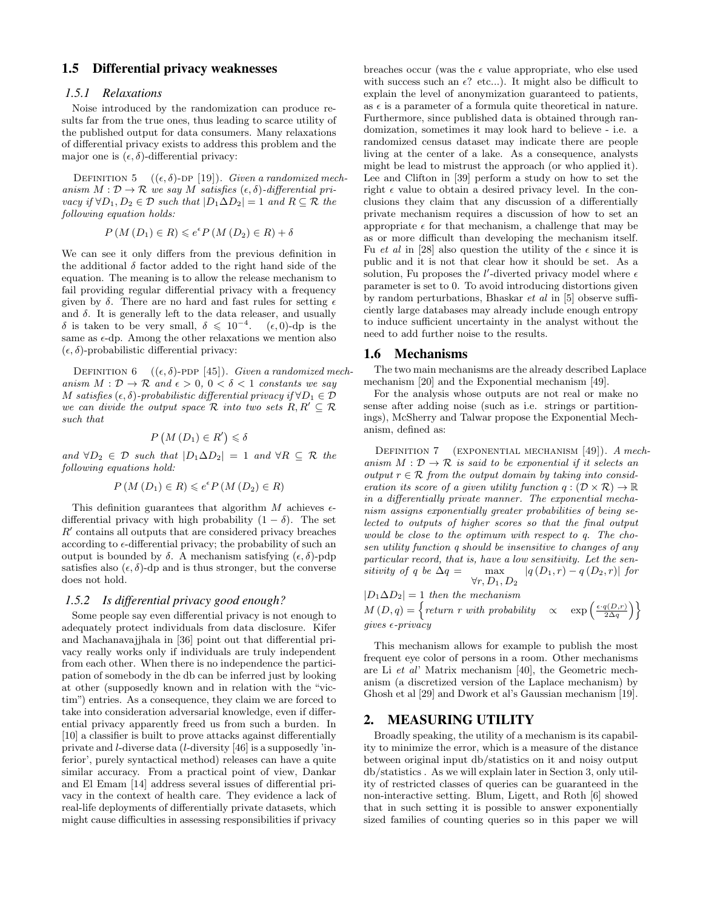## 1.5 Differential privacy weaknesses

### 1.5.1 Relaxations

Noise introduced by the randomization can produce results far from the true ones, thus leading to scarce utility of the published output for data consumers. Many relaxations of differential privacy exists to address this problem and the major one is $(\epsilon, \delta)$-differential privacy:

DEFINITION 5 ($(\epsilon, \delta)$-DP [19]). *Given a randomized mechanism $M : \mathcal{D} \to \mathcal{R}$ we say $M$ satisfies $(\epsilon, \delta)$-differential privacy if $\forall D_1, D_2 \in \mathcal{D}$ such that $|D_1 \Delta D_2| = 1$ and $R \subseteq \mathcal{R}$ the following equation holds:*

$$P(M(D_1) \in R) \leqslant e^{\epsilon} P(M(D_2) \in R) + \delta$$

We can see it only differs from the previous definition in the additional $\delta$ factor added to the right hand side of the equation. The meaning is to allow the release mechanism to fail providing regular differential privacy with a frequency given by $\delta$. There are no hard and fast rules for setting $\epsilon$ and $\delta$. It is generally left to the data releaser, and usually $\delta$ is taken to be very small, $\delta \leqslant 10^{-4}$. $(\epsilon, 0)$-dp is the same as $\epsilon$-dp. Among the other relaxations we mention also $(\epsilon, \delta)$-probabilistic differential privacy:

DEFINITION 6 ($(\epsilon, \delta)$-PDP [45]). *Given a randomized mechanism $M : \mathcal{D} \to \mathcal{R}$ and $\epsilon > 0$, $0 < \delta < 1$ constants we say $M$ satisfies $(\epsilon, \delta)$-probabilistic differential privacy if $\forall D_1 \in \mathcal{D}$ we can divide the output space $\mathcal{R}$ into two sets $R, R' \subseteq \mathcal{R}$ such that*

$$P(M(D_1) \in R') \leqslant \delta$$

*and $\forall D_2 \in \mathcal{D}$ such that $|D_1 \Delta D_2| = 1$ and $\forall R \subseteq \mathcal{R}$ the following equations hold:*

$$P(M(D_1) \in R) \leqslant e^{\epsilon} P(M(D_2) \in R)$$

This definition guarantees that algorithm $M$ achieves $\epsilon$-differential privacy with high probability $(1 - \delta)$. The set $R'$ contains all outputs that are considered privacy breaches according to $\epsilon$-differential privacy; the probability of such an output is bounded by $\delta$. A mechanism satisfying $(\epsilon, \delta)$-pdp satisfies also $(\epsilon, \delta)$-dp and is thus stronger, but the converse does not hold.

### 1.5.2 Is differential privacy good enough?

Some people say even differential privacy is not enough to adequately protect individuals from data disclosure. Kifer and Machanavajjhala in [36] point out that differential privacy really works only if individuals are truly independent from each other. When there is no independence the participation of somebody in the db can be inferred just by looking at other (supposedly known and in relation with the "victim") entries. As a consequence, they claim we are forced to take into consideration adversarial knowledge, even if differential privacy apparently freed us from such a burden. In [10] a classifier is built to prove attacks against differentially private and $l$-diverse data ($l$-diversity [46] is a supposedly 'inferior', purely syntactical method) releases can have a quite similar accuracy. From a practical point of view, Dankar and El Emam [14] address several issues of differential privacy in the context of health care. They evidence a lack of real-life deployments of differentially private datasets, which might cause difficulties in assessing responsibilities if privacy breaches occur (was the $\epsilon$ value appropriate, who else used with success such an $\epsilon$? etc...). It might also be difficult to explain the level of anonymization guaranteed to patients, as $\epsilon$ is a parameter of a formula quite theoretical in nature. Furthermore, since published data is obtained through randomization, sometimes it may look hard to believe - i.e. a randomized census dataset may indicate there are people living at the center of a lake. As a consequence, analysts might be lead to mistrust the approach (or who applied it). Lee and Clifton in [39] perform a study on how to set the right $\epsilon$ value to obtain a desired privacy level. In the conclusions they claim that any discussion of a differentially private mechanism requires a discussion of how to set an appropriate $\epsilon$ for that mechanism, a challenge that may be as or more difficult than developing the mechanism itself. Fu *et al* in [28] also question the utility of the $\epsilon$ since it is public and it is not that clear how it should be set. As a solution, Fu proposes the $l'$-diverted privacy model where $\epsilon$ parameter is set to 0. To avoid introducing distortions given by random perturbations, Bhaskar *et al* in [5] observe sufficiently large databases may already include enough entropy to induce sufficient uncertainty in the analyst without the need to add further noise to the results.

## 1.6 Mechanisms

The two main mechanisms are the already described Laplace mechanism [20] and the Exponential mechanism [49].

For the analysis whose outputs are not real or make no sense after adding noise (such as i.e. strings or partitionings), McSherry and Talwar propose the Exponential Mechanism, defined as:

DEFINITION 7 (EXPONENTIAL MECHANISM [49]). *A mechanism $M : \mathcal{D} \to \mathcal{R}$ is said to be exponential if it selects an output $r \in \mathcal{R}$ from the output domain by taking into consideration its score of a given utility function $q : (\mathcal{D} \times \mathcal{R}) \to \mathbb{R}$ in a differentially private manner. The exponential mechanism assigns exponentially greater probabilities of being selected to outputs of higher scores so that the final output would be close to the optimum with respect to $q$. The chosen utility function $q$ should be insensitive to changes of any particular record, that is, have a low sensitivity. Let the sensitivity of $q$ be $\Delta q = \max_{\forall r, D_1, D_2} |q(D_1, r) - q(D_2, r)|$ for $|D_1 \Delta D_2| = 1$ then the mechanism $M(D, q) = \left\{ \text{return } r \text{ with probability} \quad \propto \quad \exp\left(\frac{\epsilon \cdot q(D,r)}{2\Delta q}\right) \right\}$ gives $\epsilon$-privacy*

This mechanism allows for example to publish the most frequent eye color of persons in a room. Other mechanisms are Li *et al*' Matrix mechanism [40], the Geometric mechanism (a discretized version of the Laplace mechanism) by Ghosh et al [29] and Dwork et al's Gaussian mechanism [19].

# 2. MEASURING UTILITY

Broadly speaking, the utility of a mechanism is its capability to minimize the error, which is a measure of the distance between original input db/statistics on it and noisy output db/statistics . As we will explain later in Section 3, only utility of restricted classes of queries can be guaranteed in the non-interactive setting. Blum, Ligett, and Roth [6] showed that in such setting it is possible to answer exponentially sized families of counting queries so in this paper we will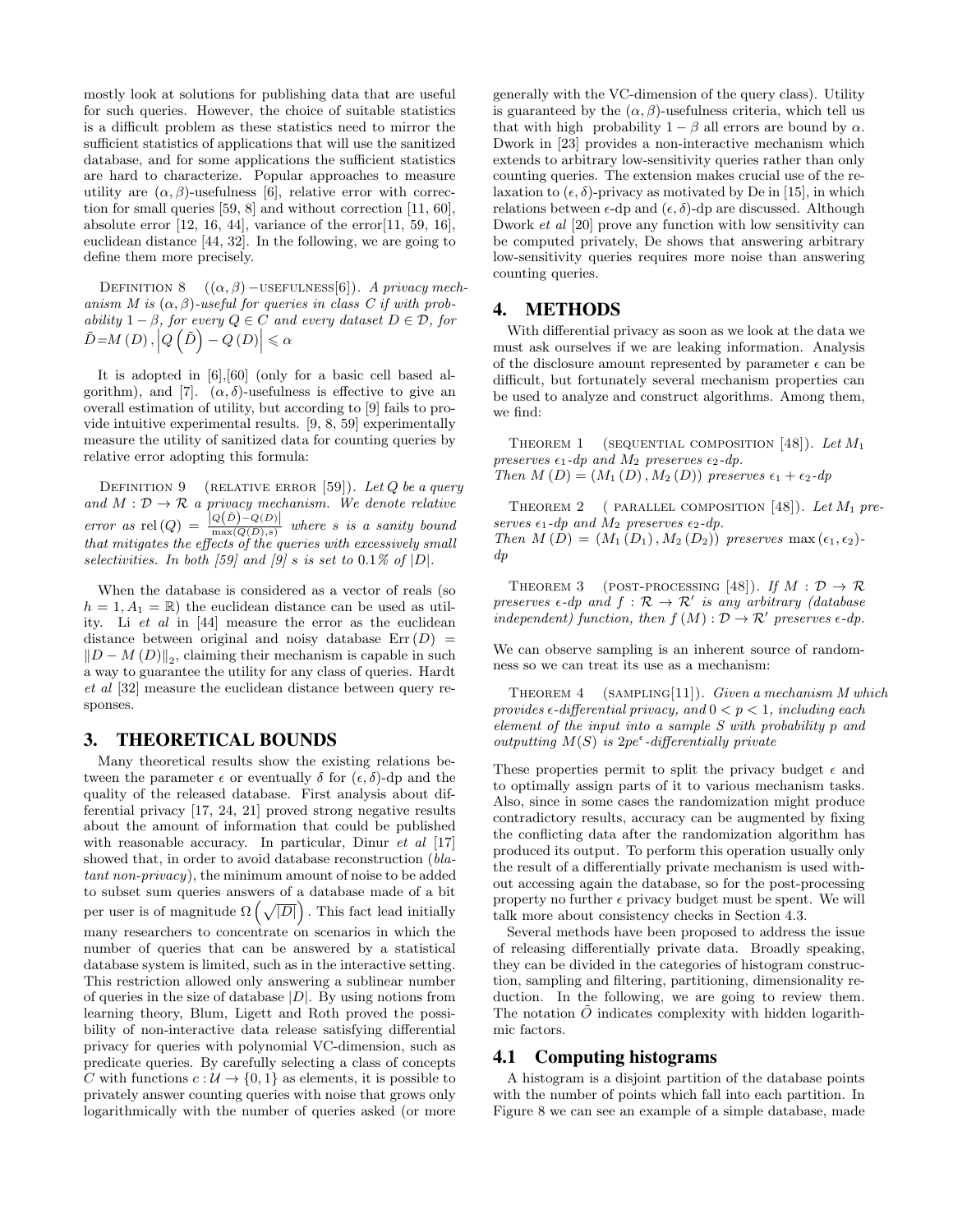mostly look at solutions for publishing data that are useful for such queries. However, the choice of suitable statistics is a difficult problem as these statistics need to mirror the sufficient statistics of applications that will use the sanitized database, and for some applications the sufficient statistics are hard to characterize. Popular approaches to measure utility are $(\alpha, \beta)$-usefulness [6], relative error with correction for small queries [59, 8] and without correction [11, 60], absolute error [12, 16, 44], variance of the error[11, 59, 16], euclidean distance [44, 32]. In the following, we are going to define them more precisely.

Definition 8 ($(\alpha, \beta)$−usefulness[6]). *A privacy mechanism $M$ is $(\alpha, \beta)$-useful for queries in class $C$ if with probability $1-\beta$, for every $Q \in C$ and every dataset $D \in \mathcal{D}$, for $\tilde{D}=M(D), \left|Q\left(\tilde{D}\right)-Q(D)\right| \leqslant \alpha$*

It is adopted in [6],[60] (only for a basic cell based algorithm), and [7]. $(\alpha, \delta)$-usefulness is effective to give an overall estimation of utility, but according to [9] fails to provide intuitive experimental results. [9, 8, 59] experimentally measure the utility of sanitized data for counting queries by relative error adopting this formula:

Definition 9 (relative error [59]). *Let $Q$ be a query and $M : \mathcal{D} \to \mathcal{R}$ a privacy mechanism. We denote relative error as $\mathrm{rel}(Q) = \frac{\left|Q(\tilde{D})-Q(D)\right|}{\max(Q(D),s)}$ where $s$ is a sanity bound that mitigates the effects of the queries with excessively small selectivities. In both [59] and [9] $s$ is set to $0.1\%$ of $|D|$.*

When the database is considered as a vector of reals (so $h=1, A_1=\mathbb{R}$) the euclidean distance can be used as utility. Li *et al* in [44] measure the error as the euclidean distance between original and noisy database $\mathrm{Err}(D) = \|D - M(D)\|_2$, claiming their mechanism is capable in such a way to guarantee the utility for any class of queries. Hardt *et al* [32] measure the euclidean distance between query responses.

## 3. THEORETICAL BOUNDS

Many theoretical results show the existing relations between the parameter $\epsilon$ or eventually $\delta$ for $(\epsilon, \delta)$-dp and the quality of the released database. First analysis about differential privacy [17, 24, 21] proved strong negative results about the amount of information that could be published with reasonable accuracy. In particular, Dinur *et al* [17] showed that, in order to avoid database reconstruction (*blatant non-privacy*), the minimum amount of noise to be added to subset sum queries answers of a database made of a bit per user is of magnitude $\Omega\left(\sqrt{|D|}\right)$. This fact lead initially many researchers to concentrate on scenarios in which the number of queries that can be answered by a statistical database system is limited, such as in the interactive setting. This restriction allowed only answering a sublinear number of queries in the size of database $|D|$. By using notions from learning theory, Blum, Ligett and Roth proved the possibility of non-interactive data release satisfying differential privacy for queries with polynomial VC-dimension, such as predicate queries. By carefully selecting a class of concepts $C$ with functions $c : \mathcal{U} \to \{0, 1\}$ as elements, it is possible to privately answer counting queries with noise that grows only logarithmically with the number of queries asked (or more generally with the VC-dimension of the query class). Utility is guaranteed by the $(\alpha, \beta)$-usefulness criteria, which tell us that with high probability $1-\beta$ all errors are bound by $\alpha$. Dwork in [23] provides a non-interactive mechanism which extends to arbitrary low-sensitivity queries rather than only counting queries. The extension makes crucial use of the relaxation to $(\epsilon, \delta)$-privacy as motivated by De in [15], in which relations between $\epsilon$-dp and $(\epsilon, \delta)$-dp are discussed. Although Dwork *et al* [20] prove any function with low sensitivity can be computed privately, De shows that answering arbitrary low-sensitivity queries requires more noise than answering counting queries.

## 4. METHODS

With differential privacy as soon as we look at the data we must ask ourselves if we are leaking information. Analysis of the disclosure amount represented by parameter $\epsilon$ can be difficult, but fortunately several mechanism properties can be used to analyze and construct algorithms. Among them, we find:

Theorem 1 (sequential composition [48]). *Let $M_1$ preserves $\epsilon_1$-dp and $M_2$ preserves $\epsilon_2$-dp.*
*Then $M(D) = (M_1(D), M_2(D))$ preserves $\epsilon_1 + \epsilon_2$-dp*

Theorem 2 ( parallel composition [48]). *Let $M_1$ preserves $\epsilon_1$-dp and $M_2$ preserves $\epsilon_2$-dp.*
*Then $M(D) = (M_1(D_1), M_2(D_2))$ preserves $\max(\epsilon_1, \epsilon_2)$-dp*

Theorem 3 (post-processing [48]). *If $M : \mathcal{D} \to \mathcal{R}$ preserves $\epsilon$-dp and $f : \mathcal{R} \to \mathcal{R}'$ is any arbitrary (database independent) function, then $f(M) : \mathcal{D} \to \mathcal{R}'$ preserves $\epsilon$-dp.*

We can observe sampling is an inherent source of randomness so we can treat its use as a mechanism:

Theorem 4 (sampling[11]). *Given a mechanism $M$ which provides $\epsilon$-differential privacy, and $0 < p < 1$, including each element of the input into a sample $S$ with probability $p$ and outputting $M(S)$ is $2pe^{\epsilon}$-differentially private*

These properties permit to split the privacy budget $\epsilon$ and to optimally assign parts of it to various mechanism tasks. Also, since in some cases the randomization might produce contradictory results, accuracy can be augmented by fixing the conflicting data after the randomization algorithm has produced its output. To perform this operation usually only the result of a differentially private mechanism is used without accessing again the database, so for the post-processing property no further $\epsilon$ privacy budget must be spent. We will talk more about consistency checks in Section 4.3.

Several methods have been proposed to address the issue of releasing differentially private data. Broadly speaking, they can be divided in the categories of histogram construction, sampling and filtering, partitioning, dimensionality reduction. In the following, we are going to review them. The notation $\tilde{O}$ indicates complexity with hidden logarithmic factors.

### 4.1 Computing histograms

A histogram is a disjoint partition of the database points with the number of points which fall into each partition. In Figure 8 we can see an example of a simple database, made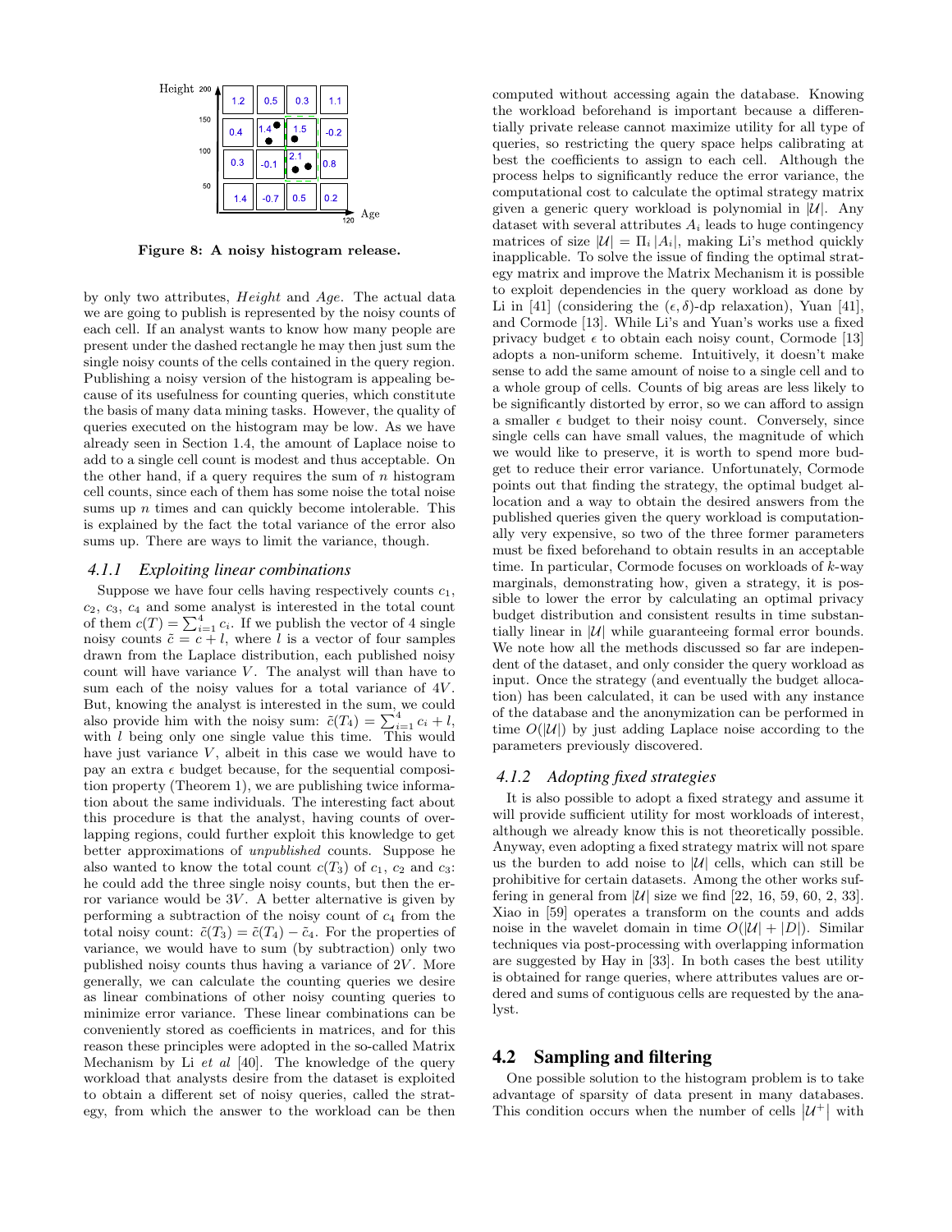Figure 8: A noisy histogram release.

by only two attributes, *Height* and *Age*. The actual data we are going to publish is represented by the noisy counts of each cell. If an analyst wants to know how many people are present under the dashed rectangle he may then just sum the single noisy counts of the cells contained in the query region. Publishing a noisy version of the histogram is appealing because of its usefulness for counting queries, which constitute the basis of many data mining tasks. However, the quality of queries executed on the histogram may be low. As we have already seen in Section 1.4, the amount of Laplace noise to add to a single cell count is modest and thus acceptable. On the other hand, if a query requires the sum of $n$ histogram cell counts, since each of them has some noise the total noise sums up $n$ times and can quickly become intolerable. This is explained by the fact the total variance of the error also sums up. There are ways to limit the variance, though.

### 4.1.1 Exploiting linear combinations

Suppose we have four cells having respectively counts $c_1$, $c_2$, $c_3$, $c_4$ and some analyst is interested in the total count of them $c(T) = \sum_{i=1}^{4} c_i$. If we publish the vector of 4 single noisy counts $\tilde{c} = c + l$, where $l$ is a vector of four samples drawn from the Laplace distribution, each published noisy count will have variance $V$. The analyst will than have to sum each of the noisy values for a total variance of $4V$. But, knowing the analyst is interested in the sum, we could also provide him with the noisy sum: $\tilde{c}(T_4) = \sum_{i=1}^{4} c_i + l$, with $l$ being only one single value this time. This would have just variance $V$, albeit in this case we would have to pay an extra $\epsilon$ budget because, for the sequential composition property (Theorem 1), we are publishing twice information about the same individuals. The interesting fact about this procedure is that the analyst, having counts of overlapping regions, could further exploit this knowledge to get better approximations of *unpublished* counts. Suppose he also wanted to know the total count $c(T_3)$ of $c_1$, $c_2$ and $c_3$: he could add the three single noisy counts, but then the error variance would be $3V$. A better alternative is given by performing a subtraction of the noisy count of $c_4$ from the total noisy count: $\tilde{c}(T_3) = \tilde{c}(T_4) - \tilde{c}_4$. For the properties of variance, we would have to sum (by subtraction) only two published noisy counts thus having a variance of $2V$. More generally, we can calculate the counting queries we desire as linear combinations of other noisy counting queries to minimize error variance. These linear combinations can be conveniently stored as coefficients in matrices, and for this reason these principles were adopted in the so-called Matrix Mechanism by Li *et al* [40]. The knowledge of the query workload that analysts desire from the dataset is exploited to obtain a different set of noisy queries, called the strategy, from which the answer to the workload can be then computed without accessing again the database. Knowing the workload beforehand is important because a differentially private release cannot maximize utility for all type of queries, so restricting the query space helps calibrating at best the coefficients to assign to each cell. Although the process helps to significantly reduce the error variance, the computational cost to calculate the optimal strategy matrix given a generic query workload is polynomial in $|\mathcal{U}|$. Any dataset with several attributes $A_i$ leads to huge contingency matrices of size $|\mathcal{U}| = \Pi_i |A_i|$, making Li's method quickly inapplicable. To solve the issue of finding the optimal strategy matrix and improve the Matrix Mechanism it is possible to exploit dependencies in the query workload as done by Li in [41] (considering the $(\epsilon, \delta)$-dp relaxation), Yuan [41], and Cormode [13]. While Li's and Yuan's works use a fixed privacy budget $\epsilon$ to obtain each noisy count, Cormode [13] adopts a non-uniform scheme. Intuitively, it doesn't make sense to add the same amount of noise to a single cell and to a whole group of cells. Counts of big areas are less likely to be significantly distorted by error, so we can afford to assign a smaller $\epsilon$ budget to their noisy count. Conversely, since single cells can have small values, the magnitude of which we would like to preserve, it is worth to spend more budget to reduce their error variance. Unfortunately, Cormode points out that finding the strategy, the optimal budget allocation and a way to obtain the desired answers from the published queries given the query workload is computationally very expensive, so two of the three former parameters must be fixed beforehand to obtain results in an acceptable time. In particular, Cormode focuses on workloads of $k$-way marginals, demonstrating how, given a strategy, it is possible to lower the error by calculating an optimal privacy budget distribution and consistent results in time substantially linear in $|\mathcal{U}|$ while guaranteeing formal error bounds. We note how all the methods discussed so far are independent of the dataset, and only consider the query workload as input. Once the strategy (and eventually the budget allocation) has been calculated, it can be used with any instance of the database and the anonymization can be performed in time $O(|\mathcal{U}|)$ by just adding Laplace noise according to the parameters previously discovered.

### 4.1.2 Adopting fixed strategies

It is also possible to adopt a fixed strategy and assume it will provide sufficient utility for most workloads of interest, although we already know this is not theoretically possible. Anyway, even adopting a fixed strategy matrix will not spare us the burden to add noise to $|\mathcal{U}|$ cells, which can still be prohibitive for certain datasets. Among the other works suffering in general from $|\mathcal{U}|$ size we find [22, 16, 59, 60, 2, 33]. Xiao in [59] operates a transform on the counts and adds noise in the wavelet domain in time $O(|\mathcal{U}| + |D|)$. Similar techniques via post-processing with overlapping information are suggested by Hay in [33]. In both cases the best utility is obtained for range queries, where attributes values are ordered and sums of contiguous cells are requested by the analyst.

## 4.2 Sampling and filtering

One possible solution to the histogram problem is to take advantage of sparsity of data present in many databases. This condition occurs when the number of cells $|\mathcal{U}^+|$ with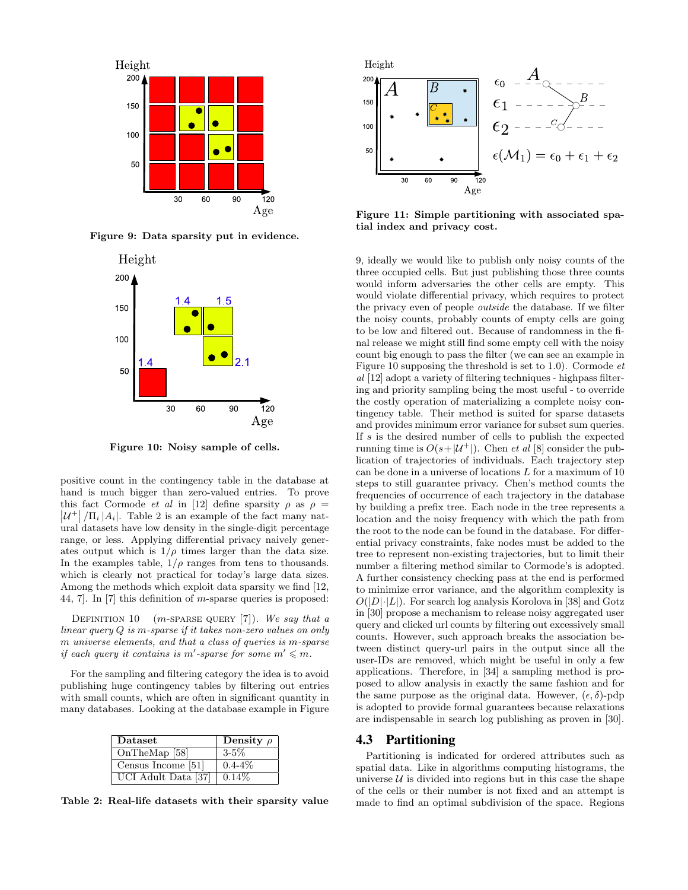Figure 9: Data sparsity put in evidence.

Figure 10: Noisy sample of cells.

positive count in the contingency table in the database at hand is much bigger than zero-valued entries. To prove this fact Cormode *et al* in [12] define sparsity $\rho$ as $\rho = |\mathcal{U}^+| / \Pi_i |A_i|$. Table 2 is an example of the fact many natural datasets have low density in the single-digit percentage range, or less. Applying differential privacy naively generates output which is $1/\rho$ times larger than the data size. In the examples table, $1/\rho$ ranges from tens to thousands. which is clearly not practical for today's large data sizes. Among the methods which exploit data sparsity we find [12, 44, 7]. In [7] this definition of $m$-sparse queries is proposed:

Definition 10 ($m$-sparse query [7]). *We say that a linear query $Q$ is $m$-sparse if it takes non-zero values on only $m$ universe elements, and that a class of queries is $m$-sparse if each query it contains is $m'$-sparse for some $m' \leqslant m$.*

For the sampling and filtering category the idea is to avoid publishing huge contingency tables by filtering out entries with small counts, which are often in significant quantity in many databases. Looking at the database example in Figure 9, ideally we would like to publish only noisy counts of the three occupied cells. But just publishing those three counts would inform adversaries the other cells are empty. This would violate differential privacy, which requires to protect the privacy even of people *outside* the database. If we filter the noisy counts, probably counts of empty cells are going to be low and filtered out. Because of randomness in the final release we might still find some empty cell with the noisy count big enough to pass the filter (we can see an example in Figure 10 supposing the threshold is set to 1.0). Cormode *et al* [12] adopt a variety of filtering techniques - highpass filtering and priority sampling being the most useful - to override the costly operation of materializing a complete noisy contingency table. Their method is suited for sparse datasets and provides minimum error variance for subset sum queries. If $s$ is the desired number of cells to publish the expected running time is $O(s+|\mathcal{U}^+|)$. Chen *et al* [8] consider the publication of trajectories of individuals. Each trajectory step can be done in a universe of locations $L$ for a maximum of 10 steps to still guarantee privacy. Chen's method counts the frequencies of occurrence of each trajectory in the database by building a prefix tree. Each node in the tree represents a location and the noisy frequency with which the path from the root to the node can be found in the database. For differential privacy constraints, fake nodes must be added to the tree to represent non-existing trajectories, but to limit their number a filtering method similar to Cormode's is adopted. A further consistency checking pass at the end is performed to minimize error variance, and the algorithm complexity is $O(|D|\cdot|L|)$. For search log analysis Korolova in [38] and Gotz in [30] propose a mechanism to release noisy aggregated user query and clicked url counts by filtering out excessively small counts. However, such approach breaks the association between distinct query-url pairs in the output since all the user-IDs are removed, which might be useful in only a few applications. Therefore, in [34] a sampling method is proposed to allow analysis in exactly the same fashion and for the same purpose as the original data. However, $(\epsilon, \delta)$-pdp is adopted to provide formal guarantees because relaxations are indispensable in search log publishing as proven in [30].

| Dataset | Density $\rho$ |
|---|---|
| OnTheMap [58] | 3-5% |
| Census Income [51] | 0.4-4% |
| UCI Adult Data [37] | 0.14% |

Table 2: Real-life datasets with their sparsity value

Figure 11: Simple partitioning with associated spatial index and privacy cost.

## 4.3 Partitioning

Partitioning is indicated for ordered attributes such as spatial data. Like in algorithms computing histograms, the universe $\mathcal{U}$ is divided into regions but in this case the shape of the cells or their number is not fixed and an attempt is made to find an optimal subdivision of the space. Regions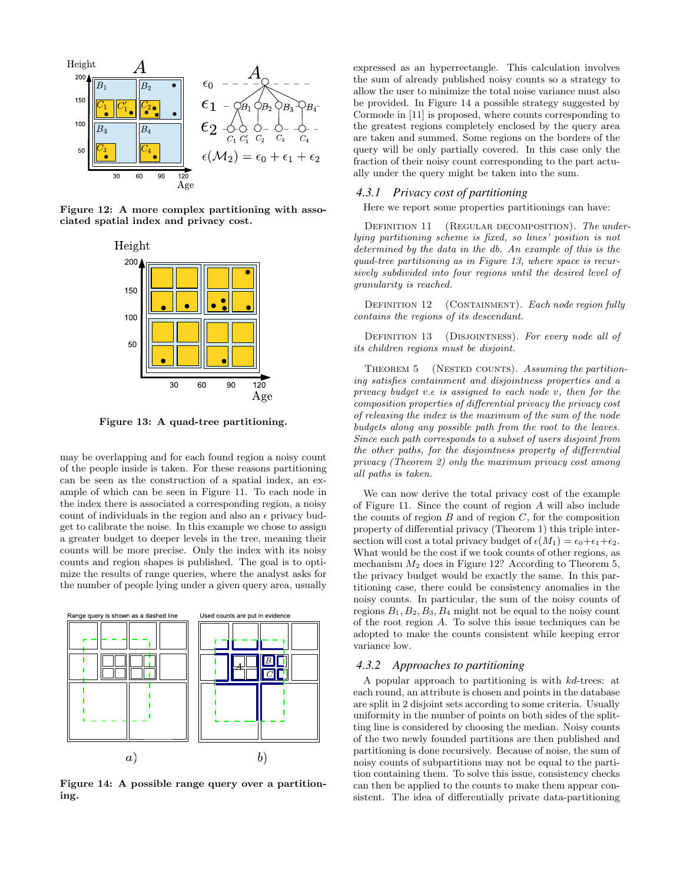**Figure 12: A more complex partitioning with associated spatial index and privacy cost.**

**Figure 13: A quad-tree partitioning.**

may be overlapping and for each found region a noisy count of the people inside is taken. For these reasons partitioning can be seen as the construction of a spatial index, an example of which can be seen in Figure 11. To each node in the index there is associated a corresponding region, a noisy count of individuals in the region and also an $\epsilon$ privacy budget to calibrate the noise. In this example we chose to assign a greater budget to deeper levels in the tree, meaning their counts will be more precise. Only the index with its noisy counts and region shapes is published. The goal is to optimize the results of range queries, where the analyst asks for the number of people lying under a given query area, usually expressed as an hyperrectangle. This calculation involves the sum of already published noisy counts so a strategy to allow the user to minimize the total noise variance must also be provided. In Figure 14 a possible strategy suggested by Cormode in [11] is proposed, where counts corresponding to the greatest regions completely enclosed by the query area are taken and summed. Some regions on the borders of the query will be only partially covered. In this case only the fraction of their noisy count corresponding to the part actually under the query might be taken into the sum.

**Figure 14: A possible range query over a partitioning.**

### 4.3.1 *Privacy cost of partitioning*

Here we report some properties partitionings can have:

Definition 11 (Regular decomposition). *The underlying partitioning scheme is fixed, so lines' position is not determined by the data in the db. An example of this is the quad-tree partitioning as in Figure 13, where space is recursively subdivided into four regions until the desired level of granularity is reached.*

Definition 12 (Containment). *Each node region fully contains the regions of its descendant.*

Definition 13 (Disjointness). *For every node all of its children regions must be disjoint.*

Theorem 5 (Nested counts). *Assuming the partitioning satisfies containment and disjointness properties and a privacy budget $v.\epsilon$ is assigned to each node $v$, then for the composition properties of differential privacy the privacy cost of releasing the index is the maximum of the sum of the node budgets along any possible path from the root to the leaves. Since each path corresponds to a subset of users disjoint from the other paths, for the disjointness property of differential privacy (Theorem 2) only the maximum privacy cost among all paths is taken.*

We can now derive the total privacy cost of the example of Figure 11. Since the count of region $A$ will also include the counts of region $B$ and of region $C$, for the composition property of differential privacy (Theorem 1) this triple intersection will cost a total privacy budget of $\epsilon(M_1) = \epsilon_0+\epsilon_1+\epsilon_2$. What would be the cost if we took counts of other regions, as mechanism $M_2$ does in Figure 12? According to Theorem 5, the privacy budget would be exactly the same. In this partitioning case, there could be consistency anomalies in the noisy counts. In particular, the sum of the noisy counts of regions $B_1, B_2, B_3, B_4$ might not be equal to the noisy count of the root region $A$. To solve this issue techniques can be adopted to make the counts consistent while keeping error variance low.

### 4.3.2 *Approaches to partitioning*

A popular approach to partitioning is with *kd*-trees: at each round, an attribute is chosen and points in the database are split in 2 disjoint sets according to some criteria. Usually uniformity in the number of points on both sides of the splitting line is considered by choosing the median. Noisy counts of the two newly founded partitions are then published and partitioning is done recursively. Because of noise, the sum of noisy counts of subpartitions may not be equal to the partition containing them. To solve this issue, consistency checks can then be applied to the counts to make them appear consistent. The idea of differentially private data-partitioning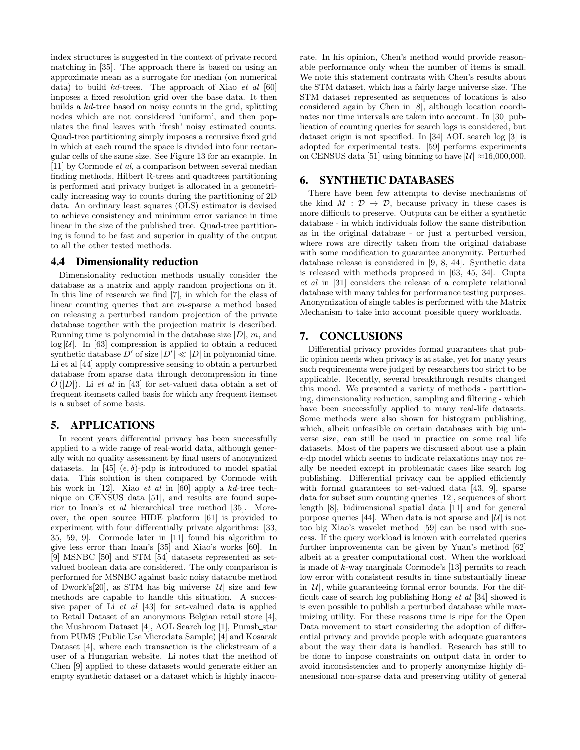index structures is suggested in the context of private record matching in [35]. The approach there is based on using an approximate mean as a surrogate for median (on numerical data) to build *kd*-trees. The approach of Xiao *et al* [60] imposes a fixed resolution grid over the base data. It then builds a *kd*-tree based on noisy counts in the grid, splitting nodes which are not considered 'uniform', and then populates the final leaves with 'fresh' noisy estimated counts. Quad-tree partitioning simply imposes a recursive fixed grid in which at each round the space is divided into four rectangular cells of the same size. See Figure 13 for an example. In [11] by Cormode *et al*, a comparison between several median finding methods, Hilbert R-trees and quadtrees partitioning is performed and privacy budget is allocated in a geometrically increasing way to counts during the partitioning of 2D data. An ordinary least squares (OLS) estimator is devised to achieve consistency and minimum error variance in time linear in the size of the published tree. Quad-tree partitioning is found to be fast and superior in quality of the output to all the other tested methods.

### 4.4 Dimensionality reduction

Dimensionality reduction methods usually consider the database as a matrix and apply random projections on it. In this line of research we find [7], in which for the class of linear counting queries that are $m$-sparse a method based on releasing a perturbed random projection of the private database together with the projection matrix is described. Running time is polynomial in the database size $|D|$, $m$, and $\log |\mathcal{U}|$. In [63] compression is applied to obtain a reduced synthetic database $D'$ of size $|D'| \ll |D|$ in polynomial time. Li et al [44] apply compressive sensing to obtain a perturbed database from sparse data through decompression in time $\tilde{O}(|D|)$. Li *et al* in [43] for set-valued data obtain a set of frequent itemsets called basis for which any frequent itemset is a subset of some basis.

## 5. APPLICATIONS

In recent years differential privacy has been successfully applied to a wide range of real-world data, although generally with no quality assessment by final users of anonymized datasets. In [45] $(\epsilon, \delta)$-pdp is introduced to model spatial data. This solution is then compared by Cormode with his work in [12]. Xiao *et al* in [60] apply a *kd*-tree technique on CENSUS data [51], and results are found superior to Inan's *et al* hierarchical tree method [35]. Moreover, the open source HIDE platform [61] is provided to experiment with four differentially private algorithms: [33, 35, 59, 9]. Cormode later in [11] found his algorithm to give less error than Inan's [35] and Xiao's works [60]. In [9] MSNBC [50] and STM [54] datasets represented as set-valued boolean data are considered. The only comparison is performed for MSNBC against basic noisy datacube method of Dwork's[20], as STM has big universe $|\mathcal{U}|$ size and few methods are capable to handle this situation. A successive paper of Li *et al* [43] for set-valued data is applied to Retail Dataset of an anonymous Belgian retail store [4], the Mushroom Dataset [4], AOL Search log [1], Pumsb_star from PUMS (Public Use Microdata Sample) [4] and Kosarak Dataset [4], where each transaction is the clickstream of a user of a Hungarian website. Li notes that the method of Chen [9] applied to these datasets would generate either an empty synthetic dataset or a dataset which is highly inaccurate. In his opinion, Chen's method would provide reasonable performance only when the number of items is small. We note this statement contrasts with Chen's results about the STM dataset, which has a fairly large universe size. The STM dataset represented as sequences of locations is also considered again by Chen in [8], although location coordinates nor time intervals are taken into account. In [30] publication of counting queries for search logs is considered, but dataset origin is not specified. In [34] AOL search log [3] is adopted for experimental tests. [59] performs experiments on CENSUS data [51] using binning to have $|\mathcal{U}| \approx$16,000,000.

## 6. SYNTHETIC DATABASES

There have been few attempts to devise mechanisms of the kind $M : \mathcal{D} \rightarrow \mathcal{D}$, because privacy in these cases is more difficult to preserve. Outputs can be either a synthetic database - in which individuals follow the same distribution as in the original database - or just a perturbed version, where rows are directly taken from the original database with some modification to guarantee anonymity. Perturbed database release is considered in [9, 8, 44]. Synthetic data is released with methods proposed in [63, 45, 34]. Gupta *et al* in [31] considers the release of a complete relational database with many tables for performance testing purposes. Anonymization of single tables is performed with the Matrix Mechanism to take into account possible query workloads.

## 7. CONCLUSIONS

Differential privacy provides formal guarantees that public opinion needs when privacy is at stake, yet for many years such requirements were judged by researchers too strict to be applicable. Recently, several breakthrough results changed this mood. We presented a variety of methods - partitioning, dimensionality reduction, sampling and filtering - which have been successfully applied to many real-life datasets. Some methods were also shown for histogram publishing, which, albeit unfeasible on certain databases with big universe size, can still be used in practice on some real life datasets. Most of the papers we discussed about use a plain $\epsilon$-dp model which seems to indicate relaxations may not really be needed except in problematic cases like search log publishing. Differential privacy can be applied efficiently with formal guarantees to set-valued data [43, 9], sparse data for subset sum counting queries [12], sequences of short length [8], bidimensional spatial data [11] and for general purpose queries [44]. When data is not sparse and $|\mathcal{U}|$ is not too big Xiao's wavelet method [59] can be used with success. If the query workload is known with correlated queries further improvements can be given by Yuan's method [62] albeit at a greater computational cost. When the workload is made of $k$-way marginals Cormode's [13] permits to reach low error with consistent results in time substantially linear in $|\mathcal{U}|$, while guaranteeing formal error bounds. For the difficult case of search log publishing Hong *et al* [34] showed it is even possible to publish a perturbed database while maximizing utility. For these reasons time is ripe for the Open Data movement to start considering the adoption of differential privacy and provide people with adequate guarantees about the way their data is handled. Research has still to be done to impose constraints on output data in order to avoid inconsistencies and to properly anonymize highly dimensional non-sparse data and preserving utility of general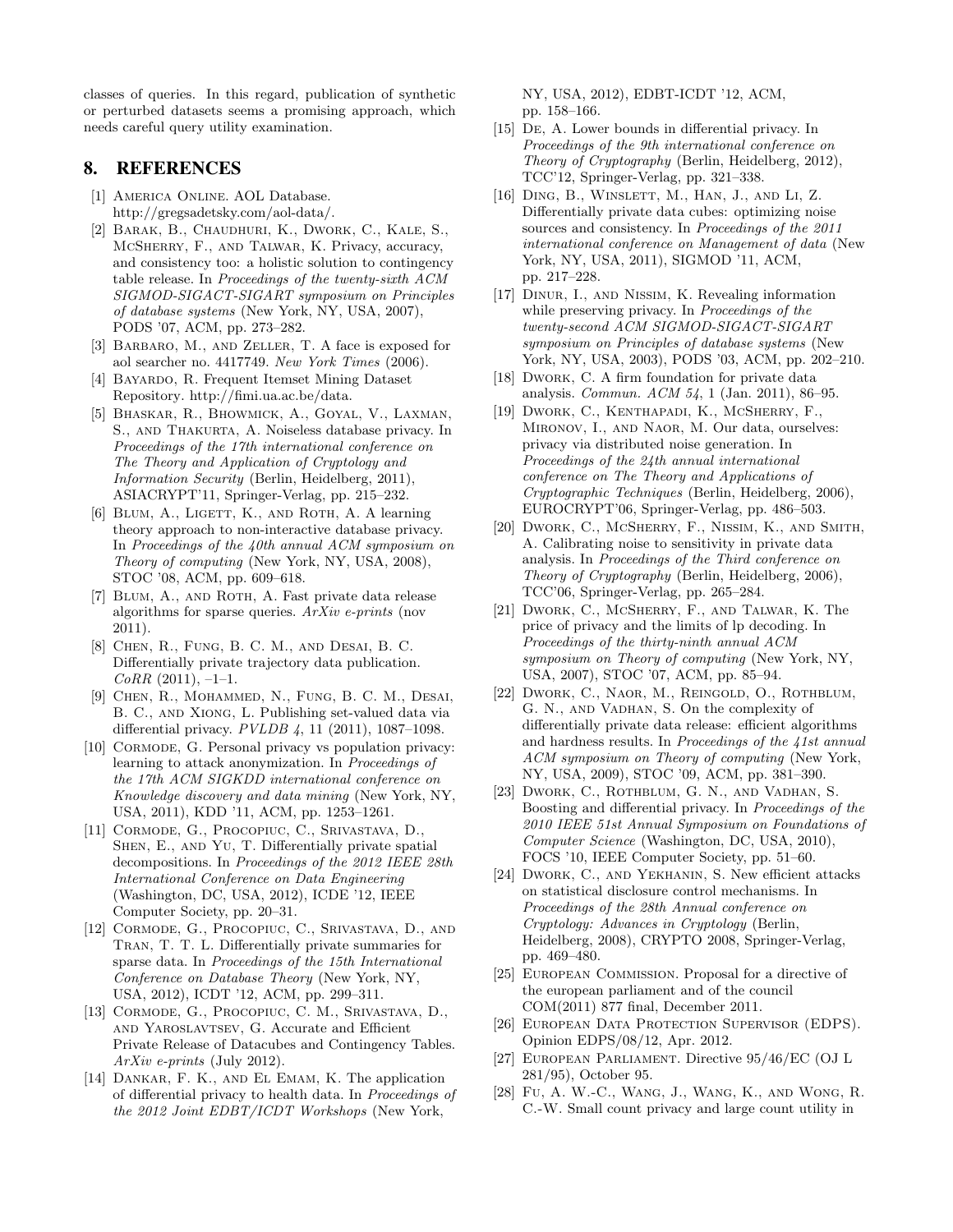classes of queries. In this regard, publication of synthetic or perturbed datasets seems a promising approach, which needs careful query utility examination.

## 8. REFERENCES

[1] America Online. AOL Database. http://gregsadetsky.com/aol-data/.

[2] Barak, B., Chaudhuri, K., Dwork, C., Kale, S., McSherry, F., and Talwar, K. Privacy, accuracy, and consistency too: a holistic solution to contingency table release. In *Proceedings of the twenty-sixth ACM SIGMOD-SIGACT-SIGART symposium on Principles of database systems* (New York, NY, USA, 2007), PODS '07, ACM, pp. 273–282.

[3] Barbaro, M., and Zeller, T. A face is exposed for aol searcher no. 4417749. *New York Times* (2006).

[4] Bayardo, R. Frequent Itemset Mining Dataset Repository. http://fimi.ua.ac.be/data.

[5] Bhaskar, R., Bhowmick, A., Goyal, V., Laxman, S., and Thakurta, A. Noiseless database privacy. In *Proceedings of the 17th international conference on The Theory and Application of Cryptology and Information Security* (Berlin, Heidelberg, 2011), ASIACRYPT'11, Springer-Verlag, pp. 215–232.

[6] Blum, A., Ligett, K., and Roth, A. A learning theory approach to non-interactive database privacy. In *Proceedings of the 40th annual ACM symposium on Theory of computing* (New York, NY, USA, 2008), STOC '08, ACM, pp. 609–618.

[7] Blum, A., and Roth, A. Fast private data release algorithms for sparse queries. *ArXiv e-prints* (nov 2011).

[8] Chen, R., Fung, B. C. M., and Desai, B. C. Differentially private trajectory data publication. *CoRR* (2011), –1–1.

[9] Chen, R., Mohammed, N., Fung, B. C. M., Desai, B. C., and Xiong, L. Publishing set-valued data via differential privacy. *PVLDB 4*, 11 (2011), 1087–1098.

[10] Cormode, G. Personal privacy vs population privacy: learning to attack anonymization. In *Proceedings of the 17th ACM SIGKDD international conference on Knowledge discovery and data mining* (New York, NY, USA, 2011), KDD '11, ACM, pp. 1253–1261.

[11] Cormode, G., Procopiuc, C., Srivastava, D., Shen, E., and Yu, T. Differentially private spatial decompositions. In *Proceedings of the 2012 IEEE 28th International Conference on Data Engineering* (Washington, DC, USA, 2012), ICDE '12, IEEE Computer Society, pp. 20–31.

[12] Cormode, G., Procopiuc, C., Srivastava, D., and Tran, T. T. L. Differentially private summaries for sparse data. In *Proceedings of the 15th International Conference on Database Theory* (New York, NY, USA, 2012), ICDT '12, ACM, pp. 299–311.

[13] Cormode, G., Procopiuc, C. M., Srivastava, D., and Yaroslavtsev, G. Accurate and Efficient Private Release of Datacubes and Contingency Tables. *ArXiv e-prints* (July 2012).

[14] Dankar, F. K., and El Emam, K. The application of differential privacy to health data. In *Proceedings of the 2012 Joint EDBT/ICDT Workshops* (New York, NY, USA, 2012), EDBT-ICDT '12, ACM, pp. 158–166.

[15] De, A. Lower bounds in differential privacy. In *Proceedings of the 9th international conference on Theory of Cryptography* (Berlin, Heidelberg, 2012), TCC'12, Springer-Verlag, pp. 321–338.

[16] Ding, B., Winslett, M., Han, J., and Li, Z. Differentially private data cubes: optimizing noise sources and consistency. In *Proceedings of the 2011 international conference on Management of data* (New York, NY, USA, 2011), SIGMOD '11, ACM, pp. 217–228.

[17] Dinur, I., and Nissim, K. Revealing information while preserving privacy. In *Proceedings of the twenty-second ACM SIGMOD-SIGACT-SIGART symposium on Principles of database systems* (New York, NY, USA, 2003), PODS '03, ACM, pp. 202–210.

[18] Dwork, C. A firm foundation for private data analysis. *Commun. ACM 54*, 1 (Jan. 2011), 86–95.

[19] Dwork, C., Kenthapadi, K., McSherry, F., Mironov, I., and Naor, M. Our data, ourselves: privacy via distributed noise generation. In *Proceedings of the 24th annual international conference on The Theory and Applications of Cryptographic Techniques* (Berlin, Heidelberg, 2006), EUROCRYPT'06, Springer-Verlag, pp. 486–503.

[20] Dwork, C., McSherry, F., Nissim, K., and Smith, A. Calibrating noise to sensitivity in private data analysis. In *Proceedings of the Third conference on Theory of Cryptography* (Berlin, Heidelberg, 2006), TCC'06, Springer-Verlag, pp. 265–284.

[21] Dwork, C., McSherry, F., and Talwar, K. The price of privacy and the limits of lp decoding. In *Proceedings of the thirty-ninth annual ACM symposium on Theory of computing* (New York, NY, USA, 2007), STOC '07, ACM, pp. 85–94.

[22] Dwork, C., Naor, M., Reingold, O., Rothblum, G. N., and Vadhan, S. On the complexity of differentially private data release: efficient algorithms and hardness results. In *Proceedings of the 41st annual ACM symposium on Theory of computing* (New York, NY, USA, 2009), STOC '09, ACM, pp. 381–390.

[23] Dwork, C., Rothblum, G. N., and Vadhan, S. Boosting and differential privacy. In *Proceedings of the 2010 IEEE 51st Annual Symposium on Foundations of Computer Science* (Washington, DC, USA, 2010), FOCS '10, IEEE Computer Society, pp. 51–60.

[24] Dwork, C., and Yekhanin, S. New efficient attacks on statistical disclosure control mechanisms. In *Proceedings of the 28th Annual conference on Cryptology: Advances in Cryptology* (Berlin, Heidelberg, 2008), CRYPTO 2008, Springer-Verlag, pp. 469–480.

[25] European Commission. Proposal for a directive of the european parliament and of the council COM(2011) 877 final, December 2011.

[26] European Data Protection Supervisor (EDPS). Opinion EDPS/08/12, Apr. 2012.

[27] European Parliament. Directive 95/46/EC (OJ L 281/95), October 95.

[28] Fu, A. W.-C., Wang, J., Wang, K., and Wong, R. C.-W. Small count privacy and large count utility in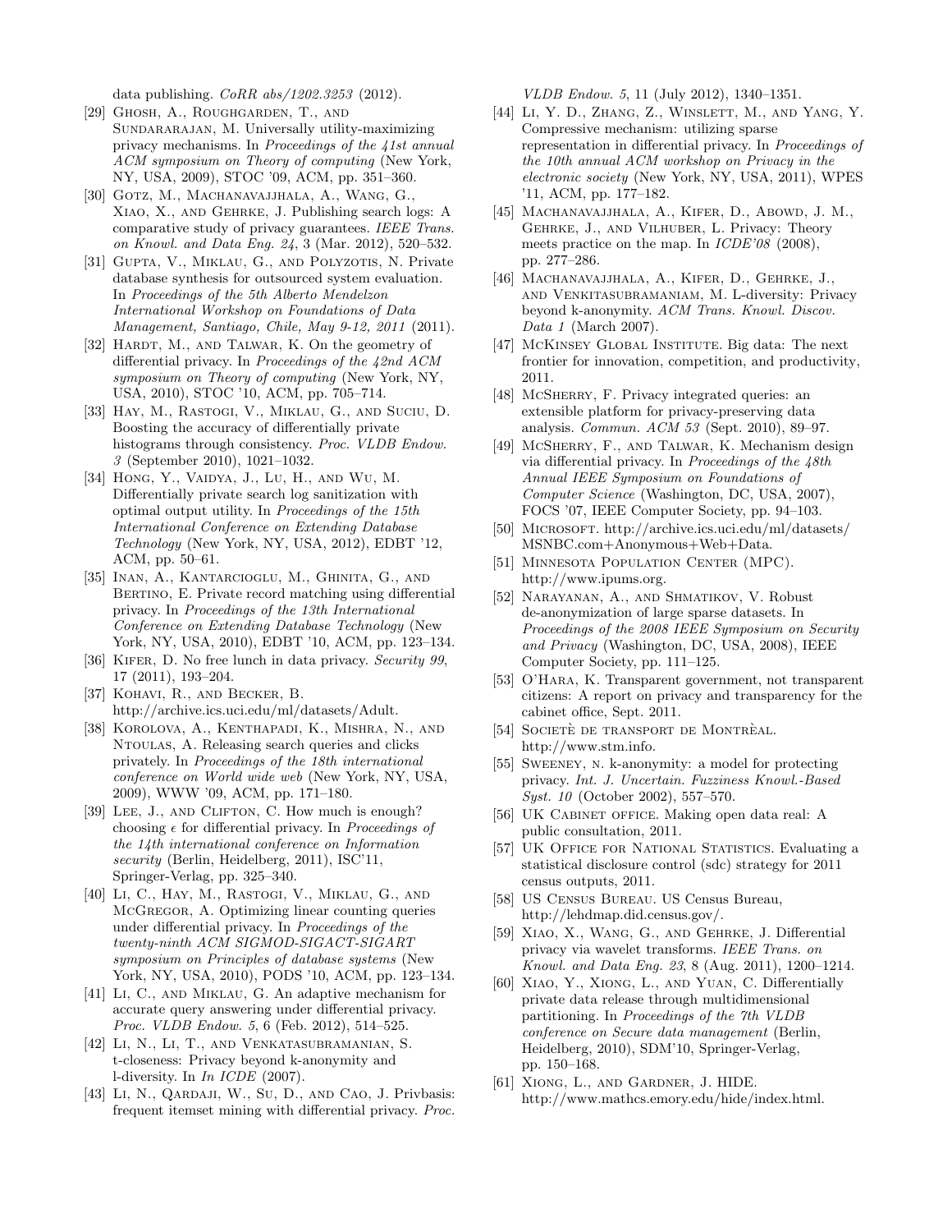data publishing. *CoRR abs/1202.3253* (2012).

[29] Ghosh, A., Roughgarden, T., and Sundararajan, M. Universally utility-maximizing privacy mechanisms. In *Proceedings of the 41st annual ACM symposium on Theory of computing* (New York, NY, USA, 2009), STOC '09, ACM, pp. 351–360.

[30] Gotz, M., Machanavajjhala, A., Wang, G., Xiao, X., and Gehrke, J. Publishing search logs: A comparative study of privacy guarantees. *IEEE Trans. on Knowl. and Data Eng. 24*, 3 (Mar. 2012), 520–532.

[31] Gupta, V., Miklau, G., and Polyzotis, N. Private database synthesis for outsourced system evaluation. In *Proceedings of the 5th Alberto Mendelzon International Workshop on Foundations of Data Management, Santiago, Chile, May 9-12, 2011* (2011).

[32] Hardt, M., and Talwar, K. On the geometry of differential privacy. In *Proceedings of the 42nd ACM symposium on Theory of computing* (New York, NY, USA, 2010), STOC '10, ACM, pp. 705–714.

[33] Hay, M., Rastogi, V., Miklau, G., and Suciu, D. Boosting the accuracy of differentially private histograms through consistency. *Proc. VLDB Endow. 3* (September 2010), 1021–1032.

[34] Hong, Y., Vaidya, J., Lu, H., and Wu, M. Differentially private search log sanitization with optimal output utility. In *Proceedings of the 15th International Conference on Extending Database Technology* (New York, NY, USA, 2012), EDBT '12, ACM, pp. 50–61.

[35] Inan, A., Kantarcioglu, M., Ghinita, G., and Bertino, E. Private record matching using differential privacy. In *Proceedings of the 13th International Conference on Extending Database Technology* (New York, NY, USA, 2010), EDBT '10, ACM, pp. 123–134.

[36] Kifer, D. No free lunch in data privacy. *Security 99*, 17 (2011), 193–204.

[37] Kohavi, R., and Becker, B. http://archive.ics.uci.edu/ml/datasets/Adult.

[38] Korolova, A., Kenthapadi, K., Mishra, N., and Ntoulas, A. Releasing search queries and clicks privately. In *Proceedings of the 18th international conference on World wide web* (New York, NY, USA, 2009), WWW '09, ACM, pp. 171–180.

[39] Lee, J., and Clifton, C. How much is enough? choosing $\epsilon$ for differential privacy. In *Proceedings of the 14th international conference on Information security* (Berlin, Heidelberg, 2011), ISC'11, Springer-Verlag, pp. 325–340.

[40] Li, C., Hay, M., Rastogi, V., Miklau, G., and McGregor, A. Optimizing linear counting queries under differential privacy. In *Proceedings of the twenty-ninth ACM SIGMOD-SIGACT-SIGART symposium on Principles of database systems* (New York, NY, USA, 2010), PODS '10, ACM, pp. 123–134.

[41] Li, C., and Miklau, G. An adaptive mechanism for accurate query answering under differential privacy. *Proc. VLDB Endow. 5*, 6 (Feb. 2012), 514–525.

[42] Li, N., Li, T., and Venkatasubramanian, S. t-closeness: Privacy beyond k-anonymity and l-diversity. In *In ICDE* (2007).

[43] Li, N., Qardaji, W., Su, D., and Cao, J. Privbasis: frequent itemset mining with differential privacy. *Proc. VLDB Endow. 5*, 11 (July 2012), 1340–1351.

[44] Li, Y. D., Zhang, Z., Winslett, M., and Yang, Y. Compressive mechanism: utilizing sparse representation in differential privacy. In *Proceedings of the 10th annual ACM workshop on Privacy in the electronic society* (New York, NY, USA, 2011), WPES '11, ACM, pp. 177–182.

[45] Machanavajjhala, A., Kifer, D., Abowd, J. M., Gehrke, J., and Vilhuber, L. Privacy: Theory meets practice on the map. In *ICDE'08* (2008), pp. 277–286.

[46] Machanavajjhala, A., Kifer, D., Gehrke, J., and Venkitasubramaniam, M. L-diversity: Privacy beyond k-anonymity. *ACM Trans. Knowl. Discov. Data 1* (March 2007).

[47] McKinsey Global Institute. Big data: The next frontier for innovation, competition, and productivity, 2011.

[48] McSherry, F. Privacy integrated queries: an extensible platform for privacy-preserving data analysis. *Commun. ACM 53* (Sept. 2010), 89–97.

[49] McSherry, F., and Talwar, K. Mechanism design via differential privacy. In *Proceedings of the 48th Annual IEEE Symposium on Foundations of Computer Science* (Washington, DC, USA, 2007), FOCS '07, IEEE Computer Society, pp. 94–103.

[50] Microsoft. http://archive.ics.uci.edu/ml/datasets/MSNBC.com+Anonymous+Web+Data.

[51] Minnesota Population Center (MPC). http://www.ipums.org.

[52] Narayanan, A., and Shmatikov, V. Robust de-anonymization of large sparse datasets. In *Proceedings of the 2008 IEEE Symposium on Security and Privacy* (Washington, DC, USA, 2008), IEEE Computer Society, pp. 111–125.

[53] O'Hara, K. Transparent government, not transparent citizens: A report on privacy and transparency for the cabinet office, Sept. 2011.

[54] Societè de transport de Montrèal. http://www.stm.info.

[55] Sweeney, n. k-anonymity: a model for protecting privacy. *Int. J. Uncertain. Fuzziness Knowl.-Based Syst. 10* (October 2002), 557–570.

[56] UK Cabinet office. Making open data real: A public consultation, 2011.

[57] UK Office for National Statistics. Evaluating a statistical disclosure control (sdc) strategy for 2011 census outputs, 2011.

[58] US Census Bureau. US Census Bureau, http://lehdmap.did.census.gov/.

[59] Xiao, X., Wang, G., and Gehrke, J. Differential privacy via wavelet transforms. *IEEE Trans. on Knowl. and Data Eng. 23*, 8 (Aug. 2011), 1200–1214.

[60] Xiao, Y., Xiong, L., and Yuan, C. Differentially private data release through multidimensional partitioning. In *Proceedings of the 7th VLDB conference on Secure data management* (Berlin, Heidelberg, 2010), SDM'10, Springer-Verlag, pp. 150–168.

[61] Xiong, L., and Gardner, J. HIDE. http://www.mathcs.emory.edu/hide/index.html.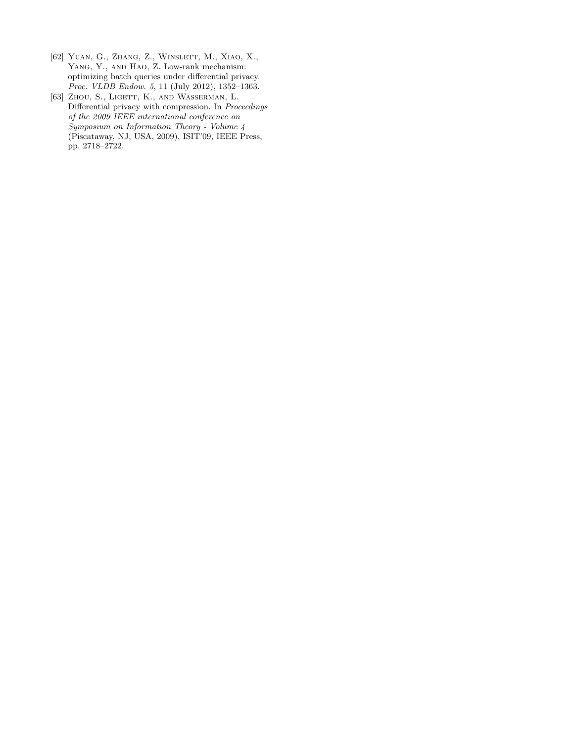[62] Yuan, G., Zhang, Z., Winslett, M., Xiao, X., Yang, Y., and Hao, Z. Low-rank mechanism: optimizing batch queries under differential privacy. *Proc. VLDB Endow. 5*, 11 (July 2012), 1352–1363.

[63] Zhou, S., Ligett, K., and Wasserman, L. Differential privacy with compression. In *Proceedings of the 2009 IEEE international conference on Symposium on Information Theory - Volume 4* (Piscataway, NJ, USA, 2009), ISIT'09, IEEE Press, pp. 2718–2722.